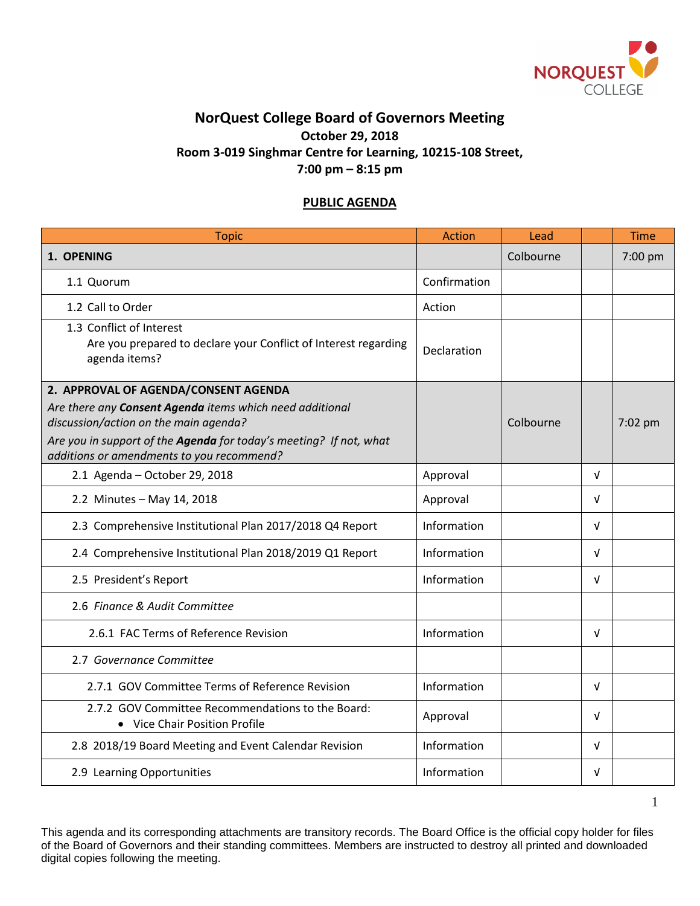# NorQuest College Board of Governors Meeting

**October 29, 2018**

**Room 3-019 Singhmar Centre for Learning, 10215-108 Street,**

**7:00 pm – 8:15 pm**

**PUBLIC AGENDA**

| Topic | Action | Lead | | Time |
|---|---|---|---|---|
| **1. OPENING** | | Colbourne | | 7:00 pm |
| 1.1 Quorum | Confirmation | | | |
| 1.2 Call to Order | Action | | | |
| 1.3 Conflict of Interest<br>Are you prepared to declare your Conflict of Interest regarding agenda items? | Declaration | | | |
| **2. APPROVAL OF AGENDA/CONSENT AGENDA**<br>*Are there any **Consent Agenda** items which need additional discussion/action on the main agenda?*<br>*Are you in support of the **Agenda** for today's meeting? If not, what additions or amendments to you recommend?* | | Colbourne | | 7:02 pm |
| 2.1 Agenda – October 29, 2018 | Approval | | √ | |
| 2.2 Minutes – May 14, 2018 | Approval | | √ | |
| 2.3 Comprehensive Institutional Plan 2017/2018 Q4 Report | Information | | √ | |
| 2.4 Comprehensive Institutional Plan 2018/2019 Q1 Report | Information | | √ | |
| 2.5 President's Report | Information | | √ | |
| 2.6 *Finance & Audit Committee* | | | | |
| 2.6.1 FAC Terms of Reference Revision | Information | | √ | |
| 2.7 *Governance Committee* | | | | |
| 2.7.1 GOV Committee Terms of Reference Revision | Information | | √ | |
| 2.7.2 GOV Committee Recommendations to the Board:<br>• Vice Chair Position Profile | Approval | | √ | |
| 2.8 2018/19 Board Meeting and Event Calendar Revision | Information | | √ | |
| 2.9 Learning Opportunities | Information | | √ | |

This agenda and its corresponding attachments are transitory records. The Board Office is the official copy holder for files of the Board of Governors and their standing committees. Members are instructed to destroy all printed and downloaded digital copies following the meeting.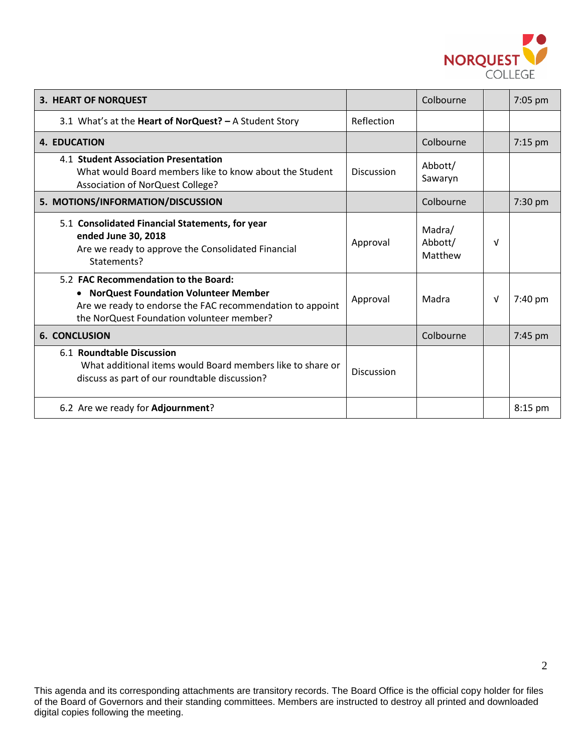| | | | | |
|---|---|---|---|---|
| **3. HEART OF NORQUEST** | | Colbourne | | 7:05 pm |
| 3.1 What's at the **Heart of NorQuest? –** A Student Story | Reflection | | | |
| **4. EDUCATION** | | Colbourne | | 7:15 pm |
| 4.1 **Student Association Presentation** What would Board members like to know about the Student Association of NorQuest College? | Discussion | Abbott/ Sawaryn | | |
| **5. MOTIONS/INFORMATION/DISCUSSION** | | Colbourne | | 7:30 pm |
| 5.1 **Consolidated Financial Statements, for year ended June 30, 2018** Are we ready to approve the Consolidated Financial Statements? | Approval | Madra/ Abbott/ Matthew | √ | |
| 5.2 **FAC Recommendation to the Board:** • **NorQuest Foundation Volunteer Member** Are we ready to endorse the FAC recommendation to appoint the NorQuest Foundation volunteer member? | Approval | Madra | √ | 7:40 pm |
| **6. CONCLUSION** | | Colbourne | | 7:45 pm |
| 6.1 **Roundtable Discussion** What additional items would Board members like to share or discuss as part of our roundtable discussion? | Discussion | | | |
| 6.2 Are we ready for **Adjournment**? | | | | 8:15 pm |

This agenda and its corresponding attachments are transitory records. The Board Office is the official copy holder for files of the Board of Governors and their standing committees. Members are instructed to destroy all printed and downloaded digital copies following the meeting.